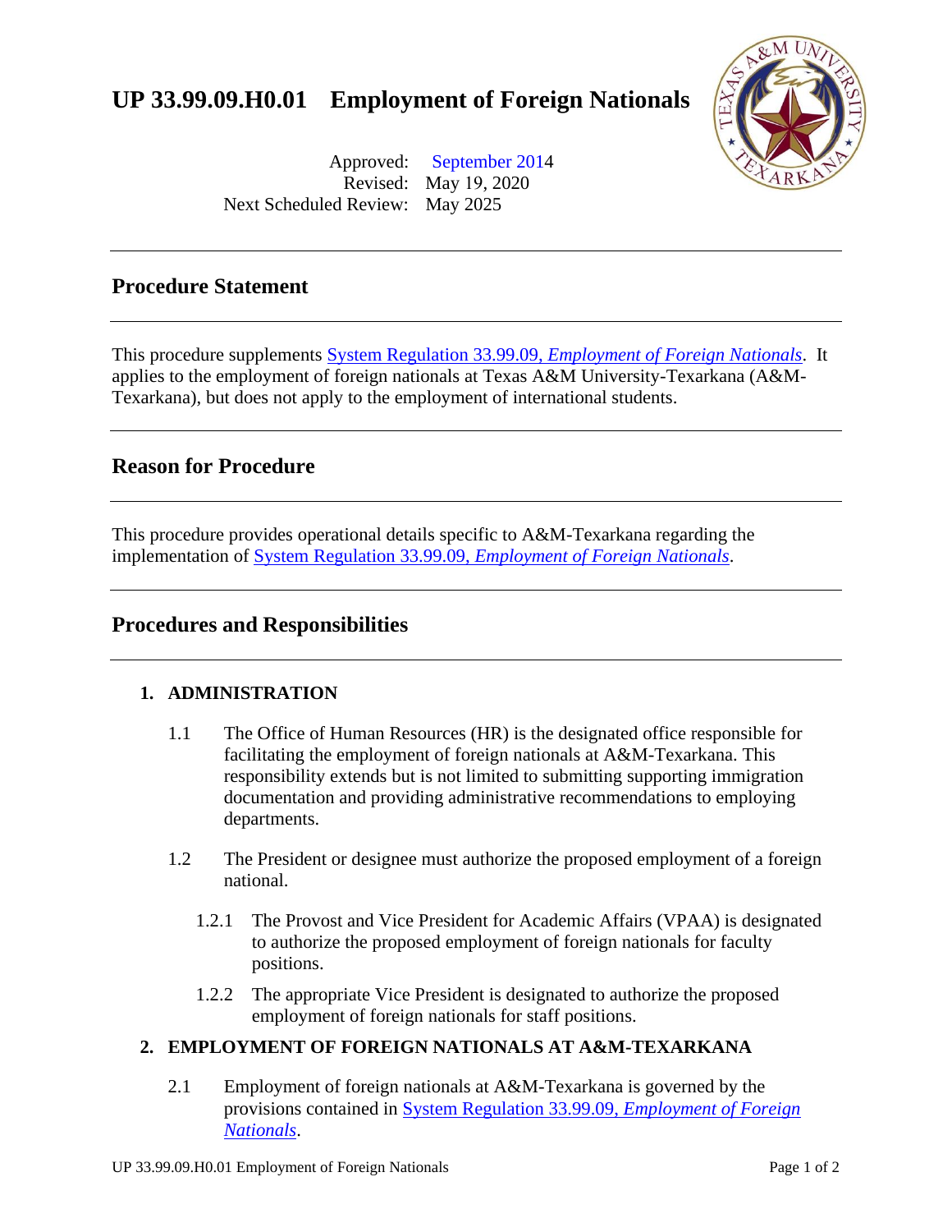# UP 33.99.09.H0.01 Employment of Foreign Nationals

Approved: September 2014
Revised: May 19, 2020
Next Scheduled Review: May 2025

## Procedure Statement

This procedure supplements System Regulation 33.99.09, *Employment of Foreign Nationals*. It applies to the employment of foreign nationals at Texas A&M University-Texarkana (A&M-Texarkana), but does not apply to the employment of international students.

## Reason for Procedure

This procedure provides operational details specific to A&M-Texarkana regarding the implementation of System Regulation 33.99.09, *Employment of Foreign Nationals*.

## Procedures and Responsibilities

### 1. ADMINISTRATION

1.1 The Office of Human Resources (HR) is the designated office responsible for facilitating the employment of foreign nationals at A&M-Texarkana. This responsibility extends but is not limited to submitting supporting immigration documentation and providing administrative recommendations to employing departments.

1.2 The President or designee must authorize the proposed employment of a foreign national.

1.2.1 The Provost and Vice President for Academic Affairs (VPAA) is designated to authorize the proposed employment of foreign nationals for faculty positions.

1.2.2 The appropriate Vice President is designated to authorize the proposed employment of foreign nationals for staff positions.

### 2. EMPLOYMENT OF FOREIGN NATIONALS AT A&M-TEXARKANA

2.1 Employment of foreign nationals at A&M-Texarkana is governed by the provisions contained in System Regulation 33.99.09, *Employment of Foreign Nationals*.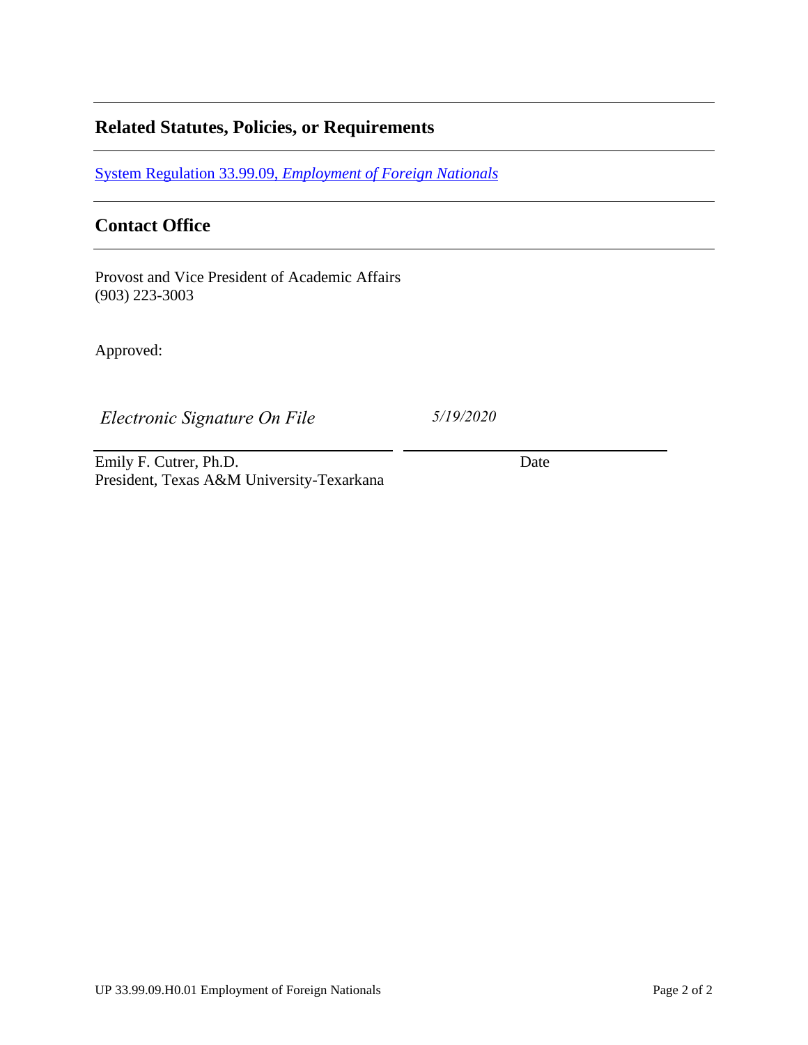## Related Statutes, Policies, or Requirements

[System Regulation 33.99.09, *Employment of Foreign Nationals*]

## Contact Office

Provost and Vice President of Academic Affairs
(903) 223-3003

Approved:

*Electronic Signature On File* *5/19/2020*

Emily F. Cutrer, Ph.D. Date
President, Texas A&M University-Texarkana